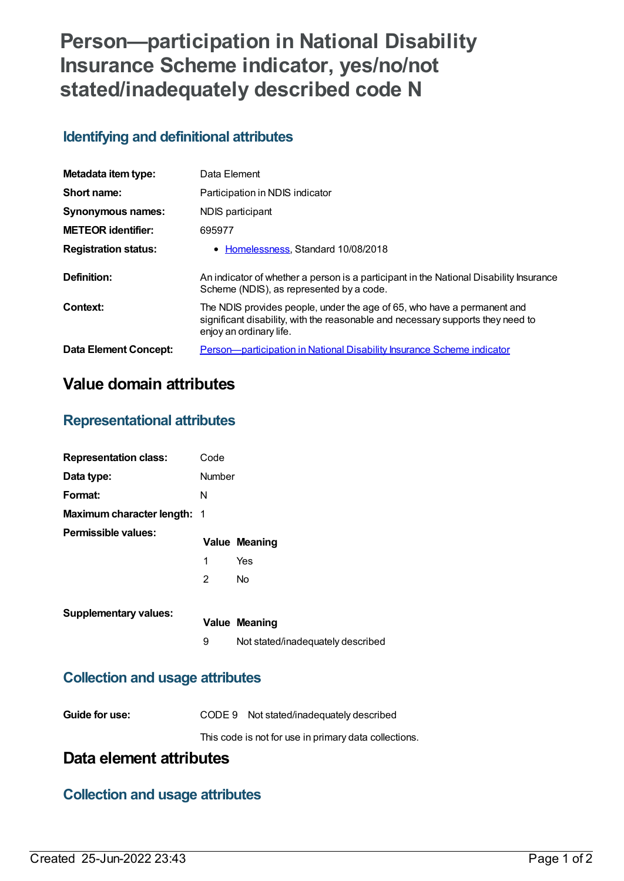# Person—participation in National Disability Insurance Scheme indicator, yes/no/not stated/inadequately described code N

## Identifying and definitional attributes

| | |
|---|---|
| **Metadata item type:** | Data Element |
| **Short name:** | Participation in NDIS indicator |
| **Synonymous names:** | NDIS participant |
| **METEOR identifier:** | 695977 |
| **Registration status:** | • Homelessness, Standard 10/08/2018 |
| **Definition:** | An indicator of whether a person is a participant in the National Disability Insurance Scheme (NDIS), as represented by a code. |
| **Context:** | The NDIS provides people, under the age of 65, who have a permanent and significant disability, with the reasonable and necessary supports they need to enjoy an ordinary life. |
| **Data Element Concept:** | Person—participation in National Disability Insurance Scheme indicator |

# Value domain attributes

## Representational attributes

| | |
|---|---|
| **Representation class:** | Code |
| **Data type:** | Number |
| **Format:** | N |
| **Maximum character length:** | 1 |

**Permissible values:**

| Value | Meaning |
|---|---|
| 1 | Yes |
| 2 | No |

**Supplementary values:**

| Value | Meaning |
|---|---|
| 9 | Not stated/inadequately described |

## Collection and usage attributes

**Guide for use:** CODE 9 Not stated/inadequately described

This code is not for use in primary data collections.

# Data element attributes

## Collection and usage attributes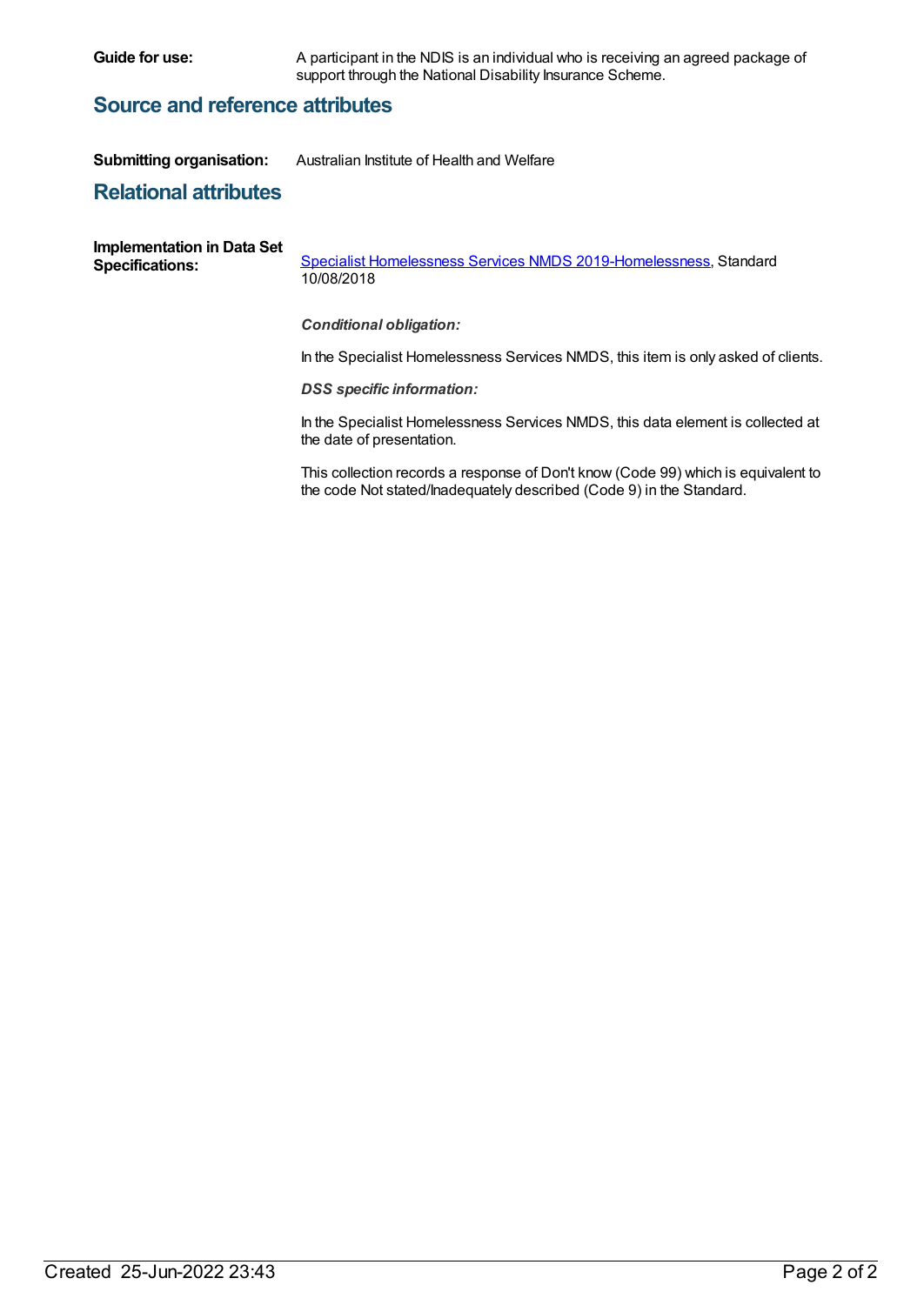**Guide for use:** A participant in the NDIS is an individual who is receiving an agreed package of support through the National Disability Insurance Scheme.

## Source and reference attributes

**Submitting organisation:** Australian Institute of Health and Welfare

## Relational attributes

**Implementation in Data Set Specifications:**

Specialist Homelessness Services NMDS 2019-Homelessness, Standard 10/08/2018

***Conditional obligation:***

In the Specialist Homelessness Services NMDS, this item is only asked of clients.

***DSS specific information:***

In the Specialist Homelessness Services NMDS, this data element is collected at the date of presentation.

This collection records a response of Don't know (Code 99) which is equivalent to the code Not stated/Inadequately described (Code 9) in the Standard.